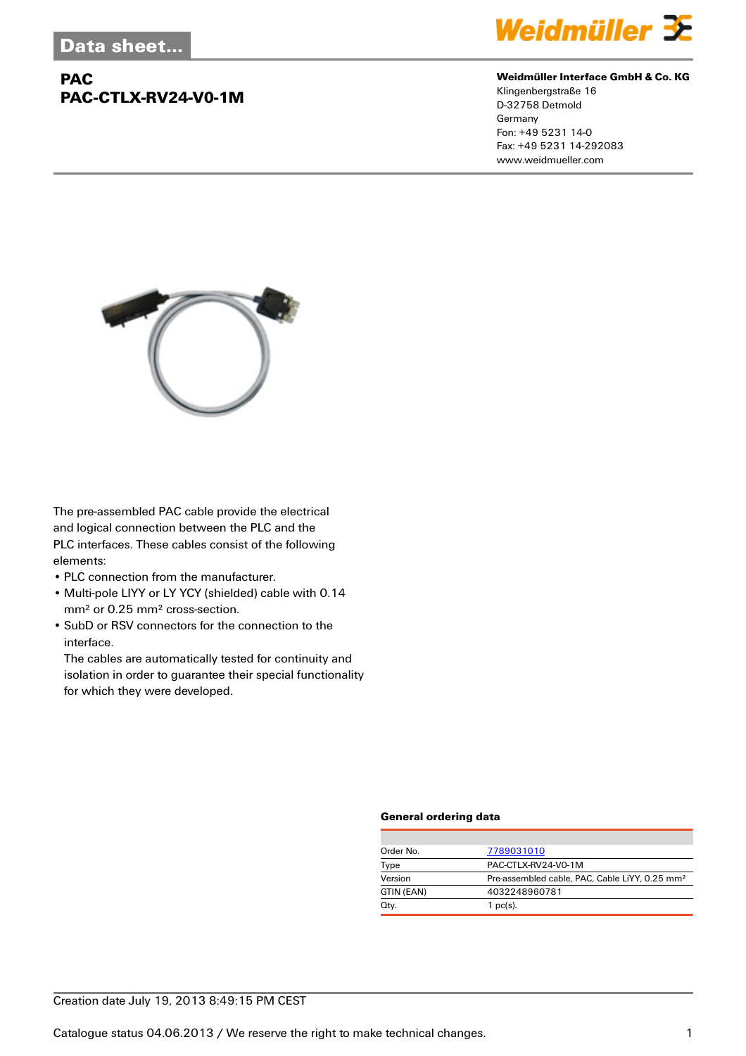Data sheet...

# PAC
# PAC-CTLX-RV24-V0-1M

**Weidmüller Interface GmbH & Co. KG**
Klingenbergstraße 16
D-32758 Detmold
Germany
Fon: +49 5231 14-0
Fax: +49 5231 14-292083
www.weidmueller.com

The pre-assembled PAC cable provide the electrical and logical connection between the PLC and the PLC interfaces. These cables consist of the following elements:

- PLC connection from the manufacturer.
- Multi-pole LIYY or LY YCY (shielded) cable with 0.14 mm² or 0.25 mm² cross-section.
- SubD or RSV connectors for the connection to the interface.
  The cables are automatically tested for continuity and isolation in order to guarantee their special functionality for which they were developed.

### General ordering data

| | |
|---|---|
| Order No. | 7789031010 |
| Type | PAC-CTLX-RV24-V0-1M |
| Version | Pre-assembled cable, PAC, Cable LiYY, 0.25 mm² |
| GTIN (EAN) | 4032248960781 |
| Qty. | 1 pc(s). |

Creation date July 19, 2013 8:49:15 PM CEST

Catalogue status 04.06.2013 / We reserve the right to make technical changes.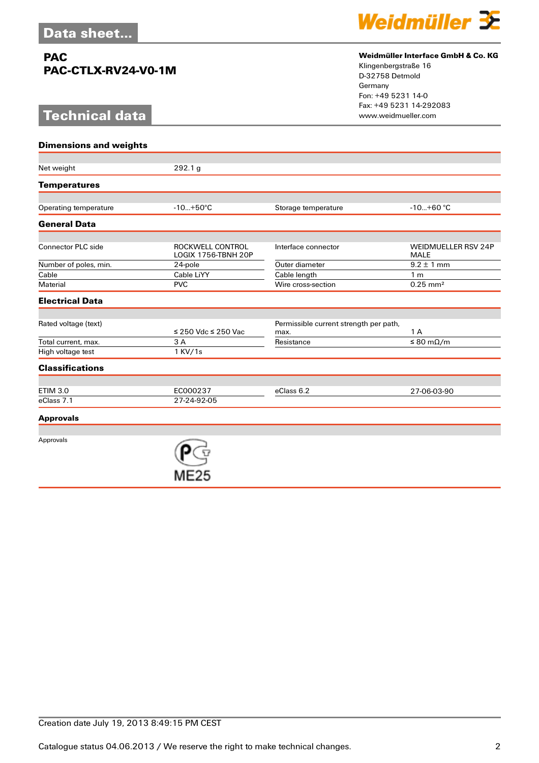# Data sheet...

## PAC
## PAC-CTLX-RV24-V0-1M

**Weidmüller Interface GmbH & Co. KG**
Klingenbergstraße 16
D-32758 Detmold
Germany
Fon: +49 5231 14-0
Fax: +49 5231 14-292083
www.weidmueller.com

# Technical data

### Dimensions and weights

| | | | |
|---|---|---|---|
| Net weight | 292.1 g | | |

### Temperatures

| | | | |
|---|---|---|---|
| Operating temperature | -10...+50°C | Storage temperature | -10...+60 °C |

### General Data

| | | | |
|---|---|---|---|
| Connector PLC side | ROCKWELL CONTROL LOGIX 1756-TBNH 20P | Interface connector | WEIDMUELLER RSV 24P MALE |
| Number of poles, min. | 24-pole | Outer diameter | 9.2 ± 1 mm |
| Cable | Cable LiYY | Cable length | 1 m |
| Material | PVC | Wire cross-section | 0.25 mm² |

### Electrical Data

| | | | |
|---|---|---|---|
| Rated voltage (text) | ≤ 250 Vdc ≤ 250 Vac | Permissible current strength per path, max. | 1 A |
| Total current, max. | 3 A | Resistance | ≤ 80 mΩ/m |
| High voltage test | 1 KV/1s | | |

### Classifications

| | | | |
|---|---|---|---|
| ETIM 3.0 | EC000237 | eClass 6.2 | 27-06-03-90 |
| eClass 7.1 | 27-24-92-05 | | |

### Approvals

Approvals

ME25

Creation date July 19, 2013 8:49:15 PM CEST

Catalogue status 04.06.2013 / We reserve the right to make technical changes.